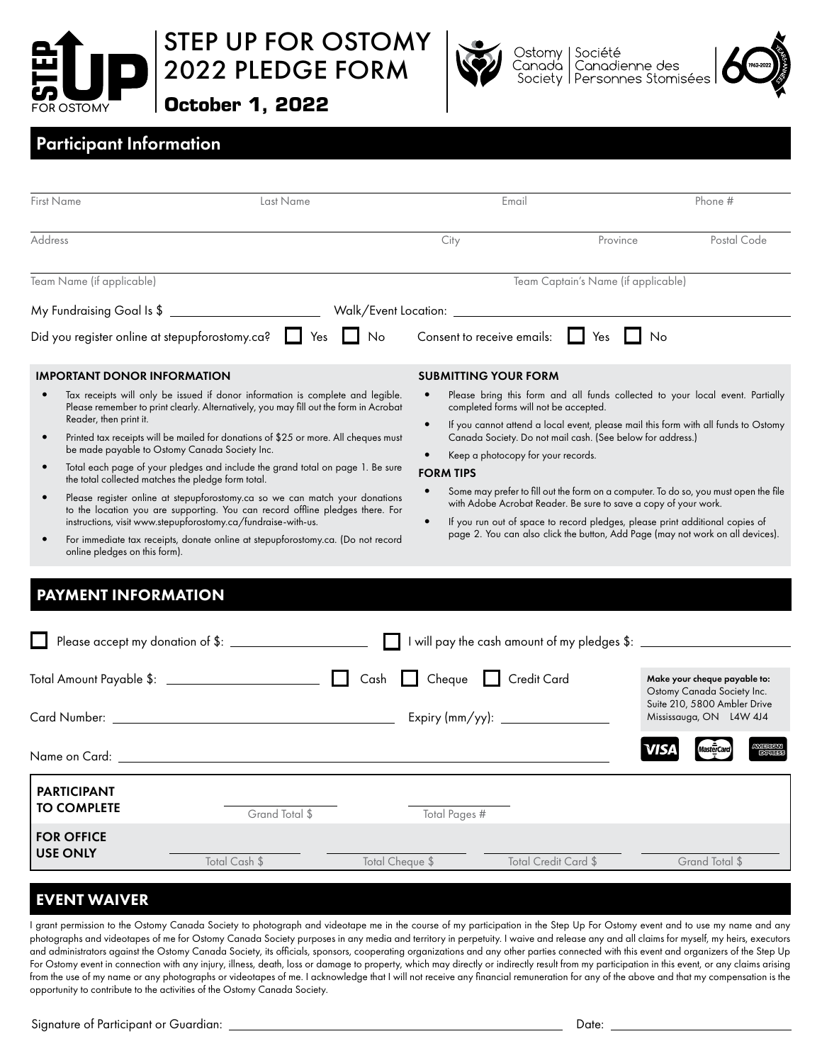# STEP UP FOR OSTOMY 2022 PLEDGE FORM

**October 1, 2022**

Ostomy Canada Society | Société Canadienne des Personnes Stomisées

## Participant Information

First Name ______ Last Name ______ Email ______ Phone # ______

Address ______ City ______ Province ______ Postal Code ______

Team Name (if applicable) ______ Team Captain's Name (if applicable) ______

My Fundraising Goal Is $ ______ Walk/Event Location: ______

Did you register online at stepupforostomy.ca? ☐ Yes ☐ No    Consent to receive emails: ☐ Yes ☐ No

### IMPORTANT DONOR INFORMATION

- Tax receipts will only be issued if donor information is complete and legible. Please remember to print clearly. Alternatively, you may fill out the form in Acrobat Reader, then print it.
- Printed tax receipts will be mailed for donations of $25 or more. All cheques must be made payable to Ostomy Canada Society Inc.
- Total each page of your pledges and include the grand total on page 1. Be sure the total collected matches the pledge form total.
- Please register online at stepupforostomy.ca so we can match your donations to the location you are supporting. You can record offline pledges there. For instructions, visit www.stepupforostomy.ca/fundraise-with-us.
- For immediate tax receipts, donate online at stepupforostomy.ca. (Do not record online pledges on this form).

### SUBMITTING YOUR FORM

- Please bring this form and all funds collected to your local event. Partially completed forms will not be accepted.
- If you cannot attend a local event, please mail this form with all funds to Ostomy Canada Society. Do not mail cash. (See below for address.)
- Keep a photocopy for your records.

### FORM TIPS

- Some may prefer to fill out the form on a computer. To do so, you must open the file with Adobe Acrobat Reader. Be sure to save a copy of your work.
- If you run out of space to record pledges, please print additional copies of page 2. You can also click the button, Add Page (may not work on all devices).

## PAYMENT INFORMATION

☐ Please accept my donation of $: ______    ☐ I will pay the cash amount of my pledges $: ______

Total Amount Payable $: ______ ☐ Cash ☐ Cheque ☐ Credit Card

Card Number: ______ Expiry (mm/yy): ______

Name on Card: ______

**Make your cheque payable to:**
Ostomy Canada Society Inc.
Suite 210, 5800 Ambler Drive
Mississauga, ON L4W 4J4

VISA | MasterCard | American Express

| **PARTICIPANT TO COMPLETE** | Grand Total $ | Total Pages # | | |
|---|---|---|---|---|
| **FOR OFFICE USE ONLY** | Total Cash $ | Total Cheque $ | Total Credit Card $ | Grand Total $ |

## EVENT WAIVER

I grant permission to the Ostomy Canada Society to photograph and videotape me in the course of my participation in the Step Up For Ostomy event and to use my name and any photographs and videotapes of me for Ostomy Canada Society purposes in any media and territory in perpetuity. I waive and release any and all claims for myself, my heirs, executors and administrators against the Ostomy Canada Society, its officials, sponsors, cooperating organizations and any other parties connected with this event and organizers of the Step Up For Ostomy event in connection with any injury, illness, death, loss or damage to property, which may directly or indirectly result from my participation in this event, or any claims arising from the use of my name or any photographs or videotapes of me. I acknowledge that I will not receive any financial remuneration for any of the above and that my compensation is the opportunity to contribute to the activities of the Ostomy Canada Society.

Signature of Participant or Guardian: ______ Date: ______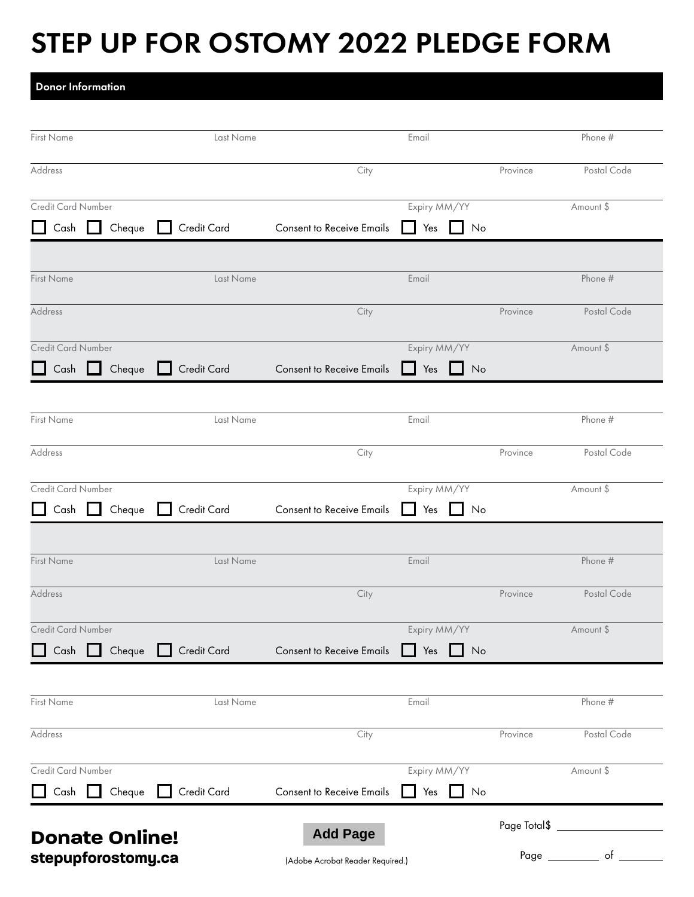# STEP UP FOR OSTOMY 2022 PLEDGE FORM

**Donor Information**

First Name | Last Name | Email | Phone #

Address | City | Province | Postal Code

Credit Card Number | Expiry MM/YY | Amount $

☐ Cash ☐ Cheque ☐ Credit Card    Consent to Receive Emails ☐ Yes ☐ No

---

First Name | Last Name | Email | Phone #

Address | City | Province | Postal Code

Credit Card Number | Expiry MM/YY | Amount $

☐ Cash ☐ Cheque ☐ Credit Card    Consent to Receive Emails ☐ Yes ☐ No

---

First Name | Last Name | Email | Phone #

Address | City | Province | Postal Code

Credit Card Number | Expiry MM/YY | Amount $

☐ Cash ☐ Cheque ☐ Credit Card    Consent to Receive Emails ☐ Yes ☐ No

---

First Name | Last Name | Email | Phone #

Address | City | Province | Postal Code

Credit Card Number | Expiry MM/YY | Amount $

☐ Cash ☐ Cheque ☐ Credit Card    Consent to Receive Emails ☐ Yes ☐ No

---

First Name | Last Name | Email | Phone #

Address | City | Province | Postal Code

Credit Card Number | Expiry MM/YY | Amount $

☐ Cash ☐ Cheque ☐ Credit Card    Consent to Receive Emails ☐ Yes ☐ No

---

**Donate Online!**
**stepupforostomy.ca**

**Add Page**

(Adobe Acrobat Reader Required.)

Page Total$ ____________

Page ________ of ________